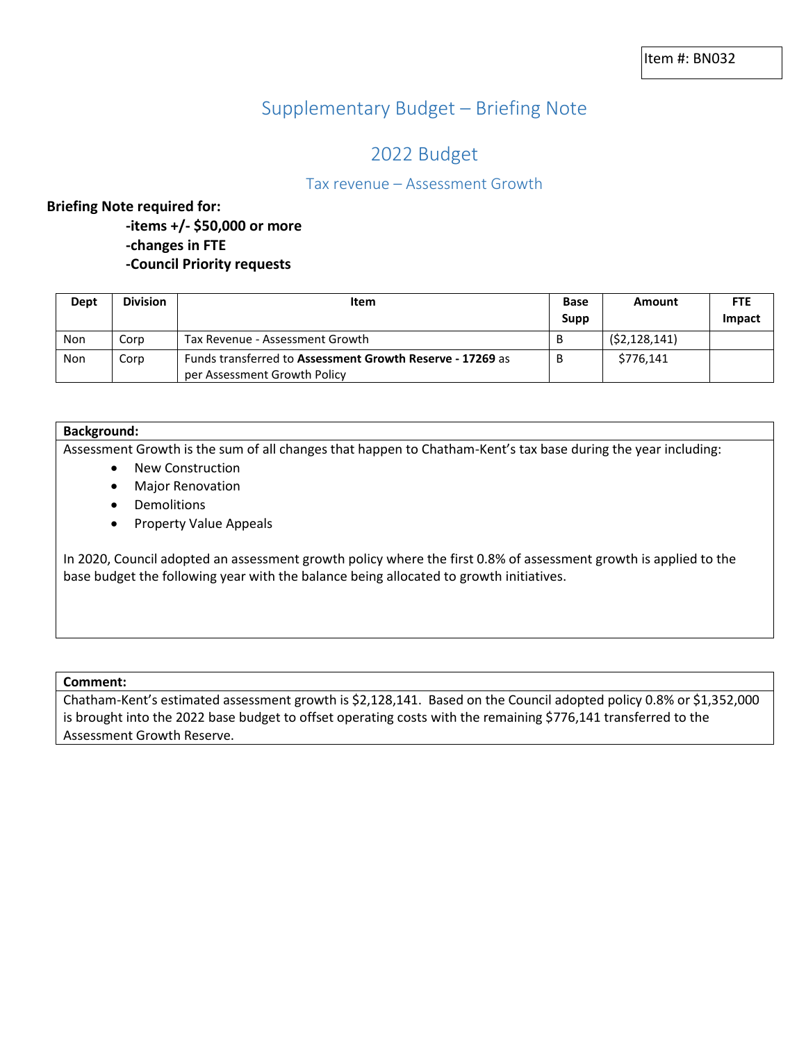Item #: BN032

# Supplementary Budget – Briefing Note

## 2022 Budget

### Tax revenue – Assessment Growth

**Briefing Note required for:**

**-items +/- $50,000 or more**
**-changes in FTE**
**-Council Priority requests**

| Dept | Division | Item | Base Supp | Amount | FTE Impact |
|---|---|---|---|---|---|
| Non | Corp | Tax Revenue - Assessment Growth | B | ($2,128,141) | |
| Non | Corp | Funds transferred to **Assessment Growth Reserve - 17269** as per Assessment Growth Policy | B | $776,141 | |

**Background:**

Assessment Growth is the sum of all changes that happen to Chatham-Kent's tax base during the year including:

- New Construction
- Major Renovation
- Demolitions
- Property Value Appeals

In 2020, Council adopted an assessment growth policy where the first 0.8% of assessment growth is applied to the base budget the following year with the balance being allocated to growth initiatives.

**Comment:**

Chatham-Kent's estimated assessment growth is $2,128,141. Based on the Council adopted policy 0.8% or $1,352,000 is brought into the 2022 base budget to offset operating costs with the remaining $776,141 transferred to the Assessment Growth Reserve.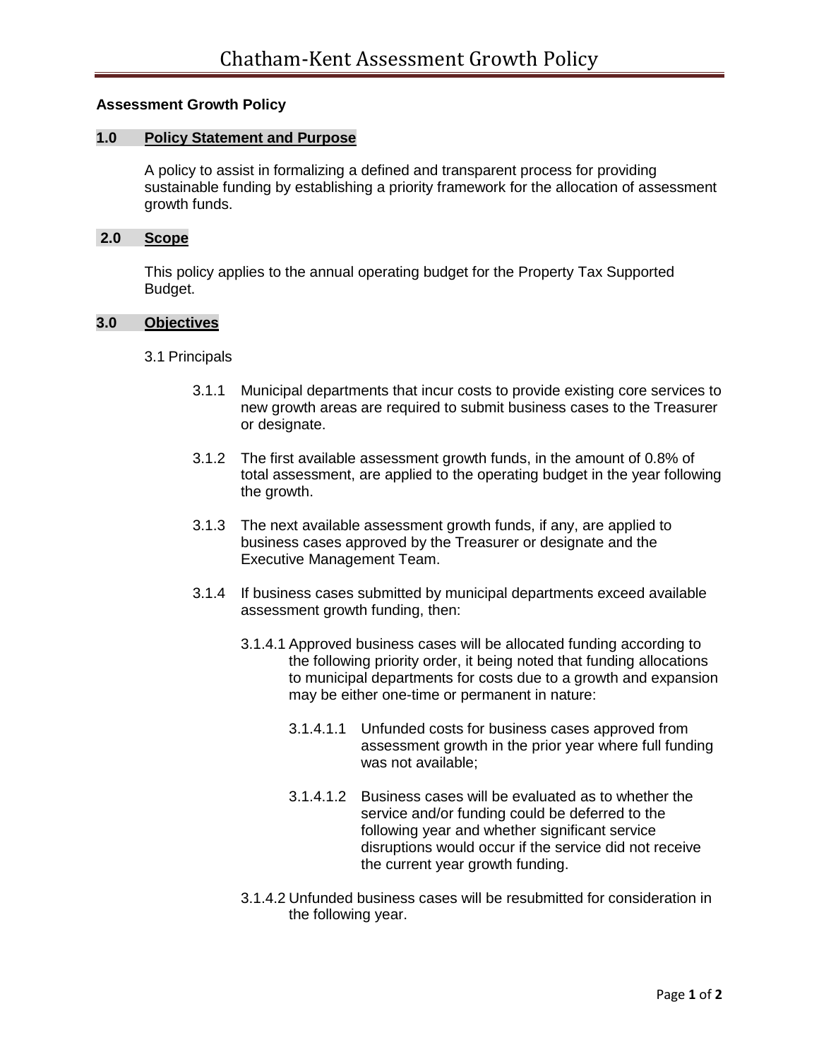**Assessment Growth Policy**

## 1.0 Policy Statement and Purpose

A policy to assist in formalizing a defined and transparent process for providing sustainable funding by establishing a priority framework for the allocation of assessment growth funds.

## 2.0 Scope

This policy applies to the annual operating budget for the Property Tax Supported Budget.

## 3.0 Objectives

3.1 Principals

3.1.1 Municipal departments that incur costs to provide existing core services to new growth areas are required to submit business cases to the Treasurer or designate.

3.1.2 The first available assessment growth funds, in the amount of 0.8% of total assessment, are applied to the operating budget in the year following the growth.

3.1.3 The next available assessment growth funds, if any, are applied to business cases approved by the Treasurer or designate and the Executive Management Team.

3.1.4 If business cases submitted by municipal departments exceed available assessment growth funding, then:

3.1.4.1 Approved business cases will be allocated funding according to the following priority order, it being noted that funding allocations to municipal departments for costs due to a growth and expansion may be either one-time or permanent in nature:

3.1.4.1.1 Unfunded costs for business cases approved from assessment growth in the prior year where full funding was not available;

3.1.4.1.2 Business cases will be evaluated as to whether the service and/or funding could be deferred to the following year and whether significant service disruptions would occur if the service did not receive the current year growth funding.

3.1.4.2 Unfunded business cases will be resubmitted for consideration in the following year.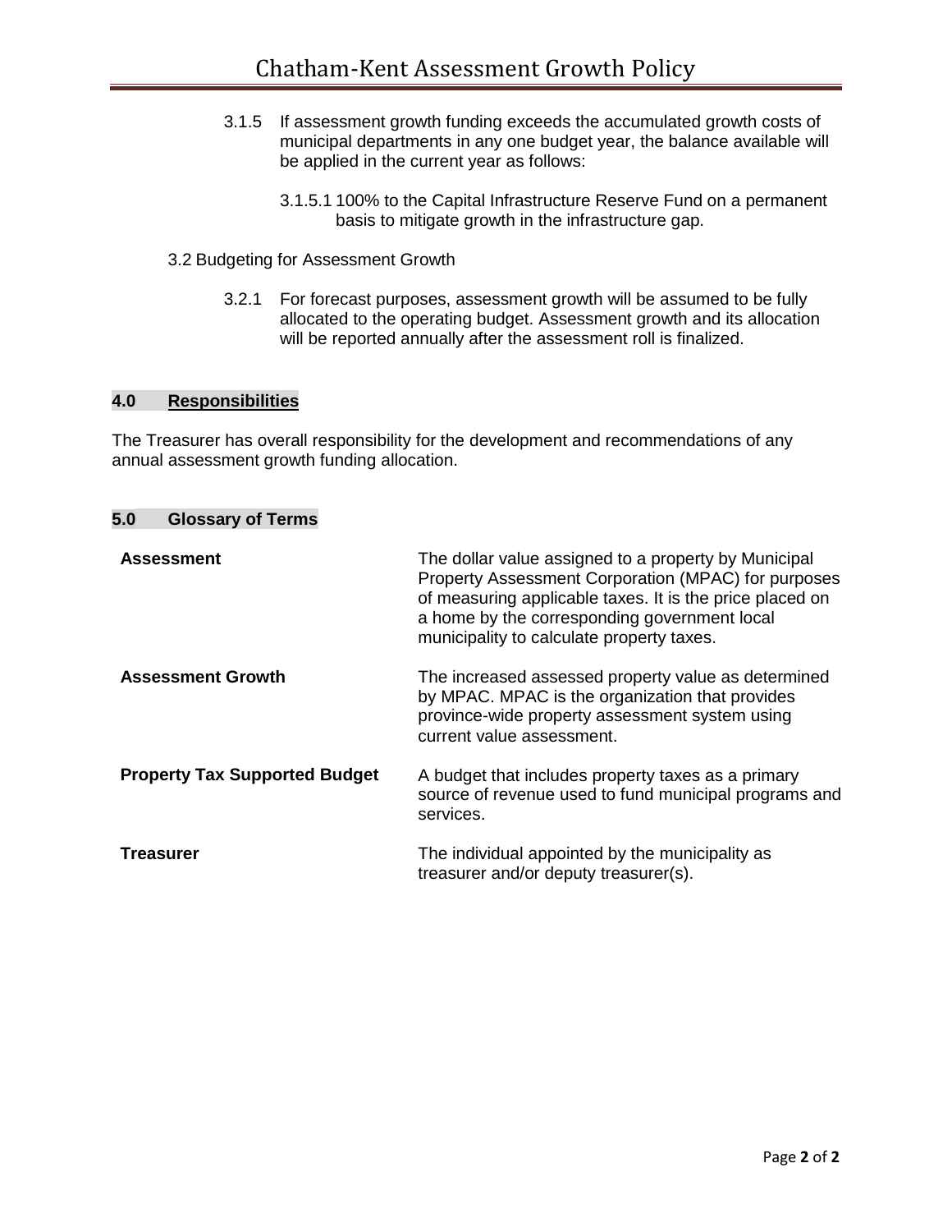3.1.5 If assessment growth funding exceeds the accumulated growth costs of municipal departments in any one budget year, the balance available will be applied in the current year as follows:

3.1.5.1 100% to the Capital Infrastructure Reserve Fund on a permanent basis to mitigate growth in the infrastructure gap.

3.2 Budgeting for Assessment Growth

3.2.1 For forecast purposes, assessment growth will be assumed to be fully allocated to the operating budget. Assessment growth and its allocation will be reported annually after the assessment roll is finalized.

## 4.0 Responsibilities

The Treasurer has overall responsibility for the development and recommendations of any annual assessment growth funding allocation.

## 5.0 Glossary of Terms

| | |
|---|---|
| **Assessment** | The dollar value assigned to a property by Municipal Property Assessment Corporation (MPAC) for purposes of measuring applicable taxes. It is the price placed on a home by the corresponding government local municipality to calculate property taxes. |
| **Assessment Growth** | The increased assessed property value as determined by MPAC. MPAC is the organization that provides province-wide property assessment system using current value assessment. |
| **Property Tax Supported Budget** | A budget that includes property taxes as a primary source of revenue used to fund municipal programs and services. |
| **Treasurer** | The individual appointed by the municipality as treasurer and/or deputy treasurer(s). |